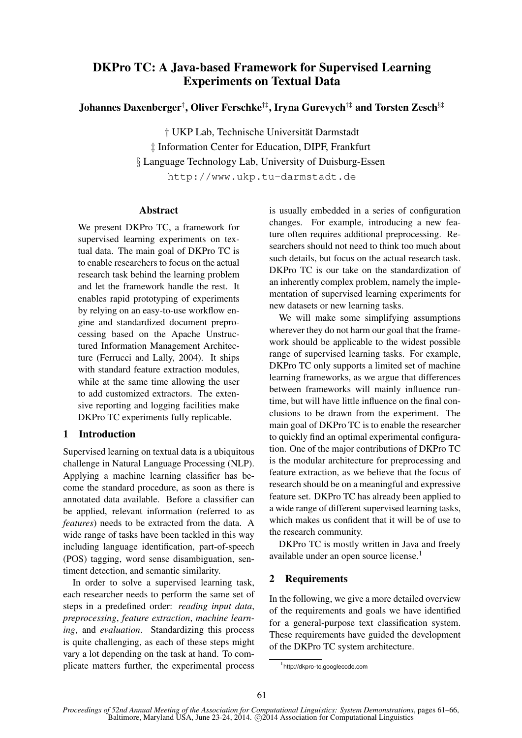# DKPro TC: A Java-based Framework for Supervised Learning Experiments on Textual Data

**Johannes Daxenberger[†], Oliver Ferschke[†‡], Iryna Gurevych[†‡] and Torsten Zesch[§‡]**

† UKP Lab, Technische Universität Darmstadt
‡ Information Center for Education, DIPF, Frankfurt
§ Language Technology Lab, University of Duisburg-Essen
http://www.ukp.tu-darmstadt.de

## Abstract

We present DKPro TC, a framework for supervised learning experiments on textual data. The main goal of DKPro TC is to enable researchers to focus on the actual research task behind the learning problem and let the framework handle the rest. It enables rapid prototyping of experiments by relying on an easy-to-use workflow engine and standardized document preprocessing based on the Apache Unstructured Information Management Architecture (Ferrucci and Lally, 2004). It ships with standard feature extraction modules, while at the same time allowing the user to add customized extractors. The extensive reporting and logging facilities make DKPro TC experiments fully replicable.

## 1 Introduction

Supervised learning on textual data is a ubiquitous challenge in Natural Language Processing (NLP). Applying a machine learning classifier has become the standard procedure, as soon as there is annotated data available. Before a classifier can be applied, relevant information (referred to as *features*) needs to be extracted from the data. A wide range of tasks have been tackled in this way including language identification, part-of-speech (POS) tagging, word sense disambiguation, sentiment detection, and semantic similarity.

In order to solve a supervised learning task, each researcher needs to perform the same set of steps in a predefined order: *reading input data*, *preprocessing*, *feature extraction*, *machine learning*, and *evaluation*. Standardizing this process is quite challenging, as each of these steps might vary a lot depending on the task at hand. To complicate matters further, the experimental process is usually embedded in a series of configuration changes. For example, introducing a new feature often requires additional preprocessing. Researchers should not need to think too much about such details, but focus on the actual research task. DKPro TC is our take on the standardization of an inherently complex problem, namely the implementation of supervised learning experiments for new datasets or new learning tasks.

We will make some simplifying assumptions wherever they do not harm our goal that the framework should be applicable to the widest possible range of supervised learning tasks. For example, DKPro TC only supports a limited set of machine learning frameworks, as we argue that differences between frameworks will mainly influence runtime, but will have little influence on the final conclusions to be drawn from the experiment. The main goal of DKPro TC is to enable the researcher to quickly find an optimal experimental configuration. One of the major contributions of DKPro TC is the modular architecture for preprocessing and feature extraction, as we believe that the focus of research should be on a meaningful and expressive feature set. DKPro TC has already been applied to a wide range of different supervised learning tasks, which makes us confident that it will be of use to the research community.

DKPro TC is mostly written in Java and freely available under an open source license.[1]

## 2 Requirements

In the following, we give a more detailed overview of the requirements and goals we have identified for a general-purpose text classification system. These requirements have guided the development of the DKPro TC system architecture.

[1] http://dkpro-tc.googlecode.com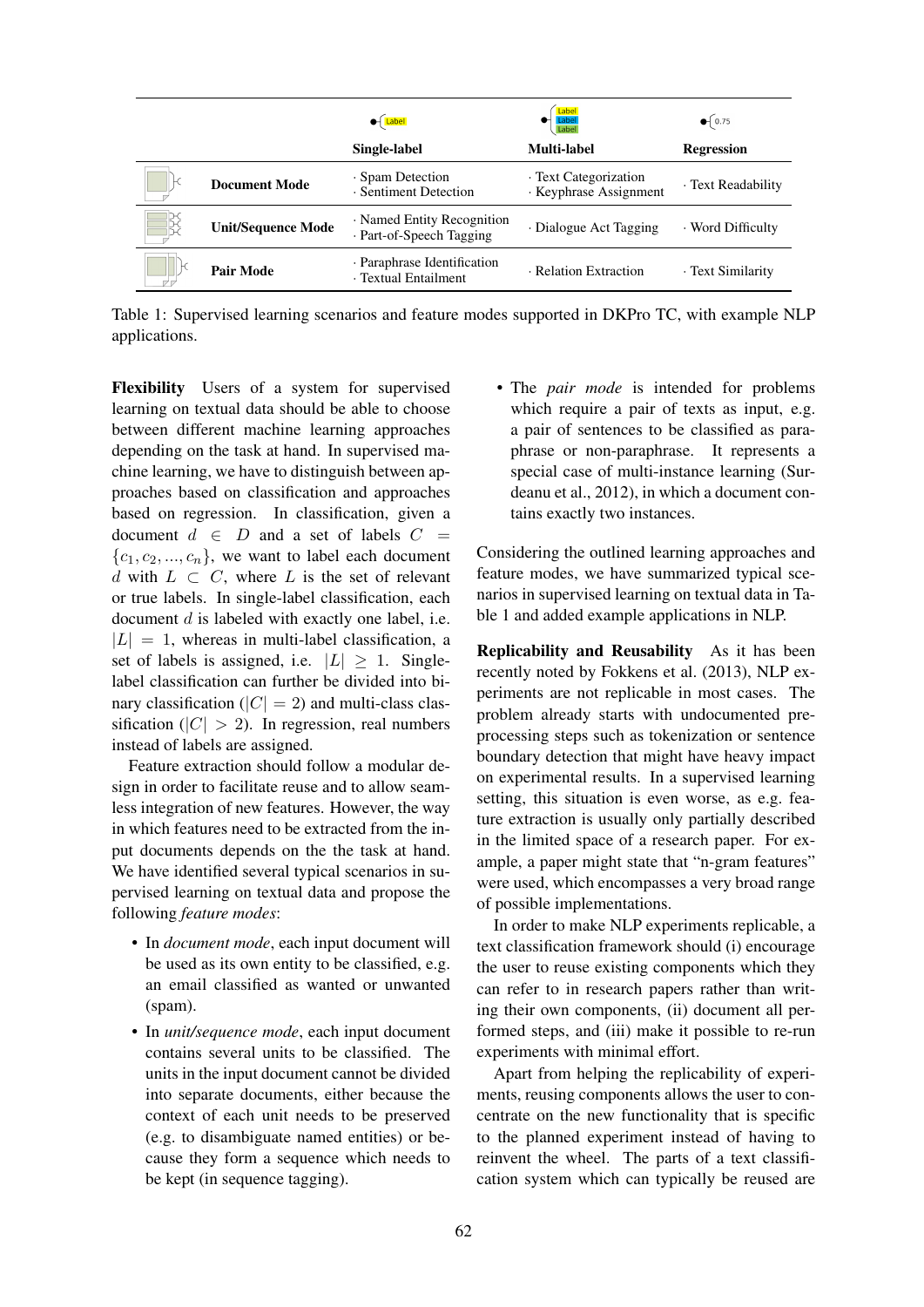| | Single-label | Multi-label | Regression |
|---|---|---|---|
| **Document Mode** | · Spam Detection<br>· Sentiment Detection | · Text Categorization<br>· Keyphrase Assignment | · Text Readability |
| **Unit/Sequence Mode** | · Named Entity Recognition<br>· Part-of-Speech Tagging | · Dialogue Act Tagging | · Word Difficulty |
| **Pair Mode** | · Paraphrase Identification<br>· Textual Entailment | · Relation Extraction | · Text Similarity |

Table 1: Supervised learning scenarios and feature modes supported in DKPro TC, with example NLP applications.

**Flexibility** Users of a system for supervised learning on textual data should be able to choose between different machine learning approaches depending on the task at hand. In supervised machine learning, we have to distinguish between approaches based on classification and approaches based on regression. In classification, given a document $d \in D$ and a set of labels $C = \{c_1, c_2, ..., c_n\}$, we want to label each document $d$ with $L \subset C$, where $L$ is the set of relevant or true labels. In single-label classification, each document $d$ is labeled with exactly one label, i.e. $|L| = 1$, whereas in multi-label classification, a set of labels is assigned, i.e. $|L| \geq 1$. Single-label classification can further be divided into binary classification ($|C| = 2$) and multi-class classification ($|C| > 2$). In regression, real numbers instead of labels are assigned.

Feature extraction should follow a modular design in order to facilitate reuse and to allow seamless integration of new features. However, the way in which features need to be extracted from the input documents depends on the the task at hand. We have identified several typical scenarios in supervised learning on textual data and propose the following *feature modes*:

- In *document mode*, each input document will be used as its own entity to be classified, e.g. an email classified as wanted or unwanted (spam).
- In *unit/sequence mode*, each input document contains several units to be classified. The units in the input document cannot be divided into separate documents, either because the context of each unit needs to be preserved (e.g. to disambiguate named entities) or because they form a sequence which needs to be kept (in sequence tagging).
- The *pair mode* is intended for problems which require a pair of texts as input, e.g. a pair of sentences to be classified as paraphrase or non-paraphrase. It represents a special case of multi-instance learning (Surdeanu et al., 2012), in which a document contains exactly two instances.

Considering the outlined learning approaches and feature modes, we have summarized typical scenarios in supervised learning on textual data in Table 1 and added example applications in NLP.

**Replicability and Reusability** As it has been recently noted by Fokkens et al. (2013), NLP experiments are not replicable in most cases. The problem already starts with undocumented preprocessing steps such as tokenization or sentence boundary detection that might have heavy impact on experimental results. In a supervised learning setting, this situation is even worse, as e.g. feature extraction is usually only partially described in the limited space of a research paper. For example, a paper might state that "n-gram features" were used, which encompasses a very broad range of possible implementations.

In order to make NLP experiments replicable, a text classification framework should (i) encourage the user to reuse existing components which they can refer to in research papers rather than writing their own components, (ii) document all performed steps, and (iii) make it possible to re-run experiments with minimal effort.

Apart from helping the replicability of experiments, reusing components allows the user to concentrate on the new functionality that is specific to the planned experiment instead of having to reinvent the wheel. The parts of a text classification system which can typically be reused are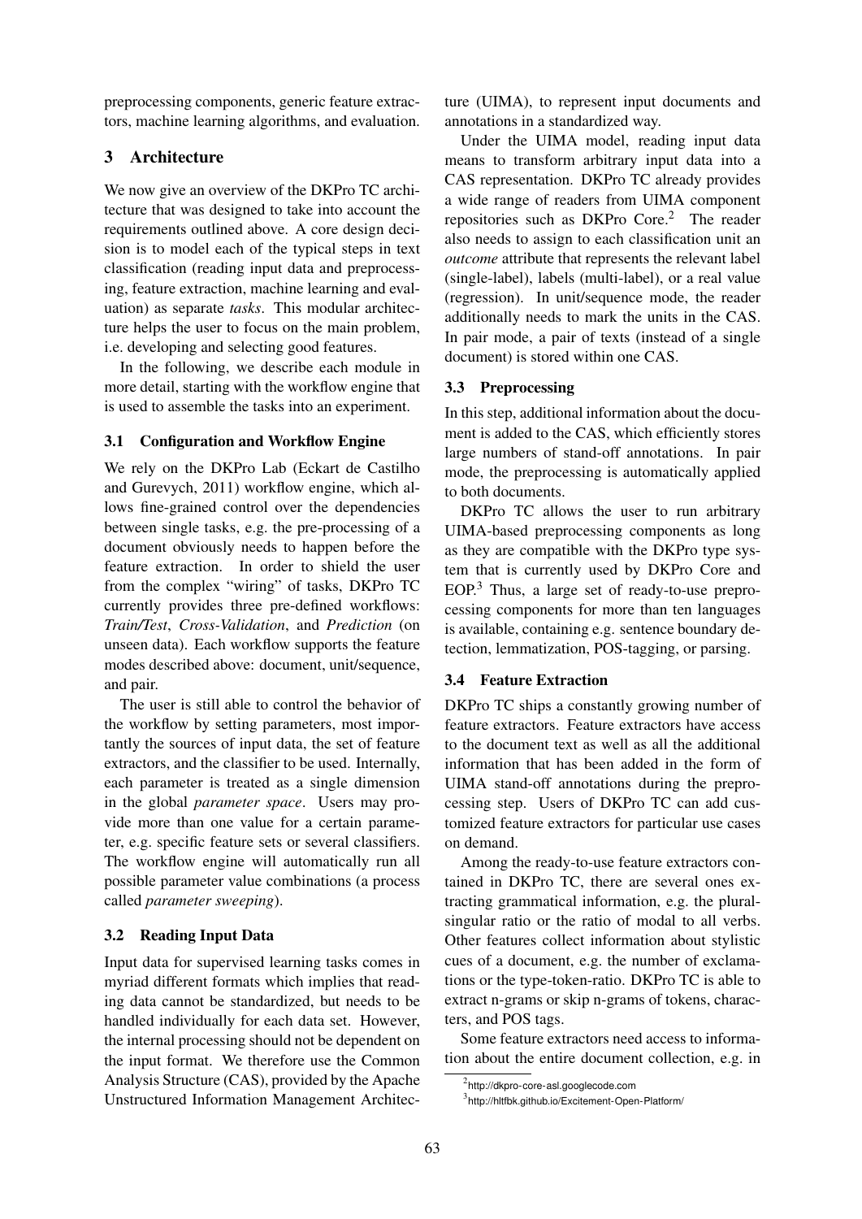preprocessing components, generic feature extractors, machine learning algorithms, and evaluation.

## 3 Architecture

We now give an overview of the DKPro TC architecture that was designed to take into account the requirements outlined above. A core design decision is to model each of the typical steps in text classification (reading input data and preprocessing, feature extraction, machine learning and evaluation) as separate *tasks*. This modular architecture helps the user to focus on the main problem, i.e. developing and selecting good features.

In the following, we describe each module in more detail, starting with the workflow engine that is used to assemble the tasks into an experiment.

### 3.1 Configuration and Workflow Engine

We rely on the DKPro Lab (Eckart de Castilho and Gurevych, 2011) workflow engine, which allows fine-grained control over the dependencies between single tasks, e.g. the pre-processing of a document obviously needs to happen before the feature extraction. In order to shield the user from the complex "wiring" of tasks, DKPro TC currently provides three pre-defined workflows: *Train/Test*, *Cross-Validation*, and *Prediction* (on unseen data). Each workflow supports the feature modes described above: document, unit/sequence, and pair.

The user is still able to control the behavior of the workflow by setting parameters, most importantly the sources of input data, the set of feature extractors, and the classifier to be used. Internally, each parameter is treated as a single dimension in the global *parameter space*. Users may provide more than one value for a certain parameter, e.g. specific feature sets or several classifiers. The workflow engine will automatically run all possible parameter value combinations (a process called *parameter sweeping*).

### 3.2 Reading Input Data

Input data for supervised learning tasks comes in myriad different formats which implies that reading data cannot be standardized, but needs to be handled individually for each data set. However, the internal processing should not be dependent on the input format. We therefore use the Common Analysis Structure (CAS), provided by the Apache Unstructured Information Management Architecture (UIMA), to represent input documents and annotations in a standardized way.

Under the UIMA model, reading input data means to transform arbitrary input data into a CAS representation. DKPro TC already provides a wide range of readers from UIMA component repositories such as DKPro Core.[2] The reader also needs to assign to each classification unit an *outcome* attribute that represents the relevant label (single-label), labels (multi-label), or a real value (regression). In unit/sequence mode, the reader additionally needs to mark the units in the CAS. In pair mode, a pair of texts (instead of a single document) is stored within one CAS.

### 3.3 Preprocessing

In this step, additional information about the document is added to the CAS, which efficiently stores large numbers of stand-off annotations. In pair mode, the preprocessing is automatically applied to both documents.

DKPro TC allows the user to run arbitrary UIMA-based preprocessing components as long as they are compatible with the DKPro type system that is currently used by DKPro Core and EOP.[3] Thus, a large set of ready-to-use preprocessing components for more than ten languages is available, containing e.g. sentence boundary detection, lemmatization, POS-tagging, or parsing.

### 3.4 Feature Extraction

DKPro TC ships a constantly growing number of feature extractors. Feature extractors have access to the document text as well as all the additional information that has been added in the form of UIMA stand-off annotations during the preprocessing step. Users of DKPro TC can add customized feature extractors for particular use cases on demand.

Among the ready-to-use feature extractors contained in DKPro TC, there are several ones extracting grammatical information, e.g. the plural-singular ratio or the ratio of modal to all verbs. Other features collect information about stylistic cues of a document, e.g. the number of exclamations or the type-token-ratio. DKPro TC is able to extract n-grams or skip n-grams of tokens, characters, and POS tags.

Some feature extractors need access to information about the entire document collection, e.g. in

[2] http://dkpro-core-asl.googlecode.com

[3] http://hltfbk.github.io/Excitement-Open-Platform/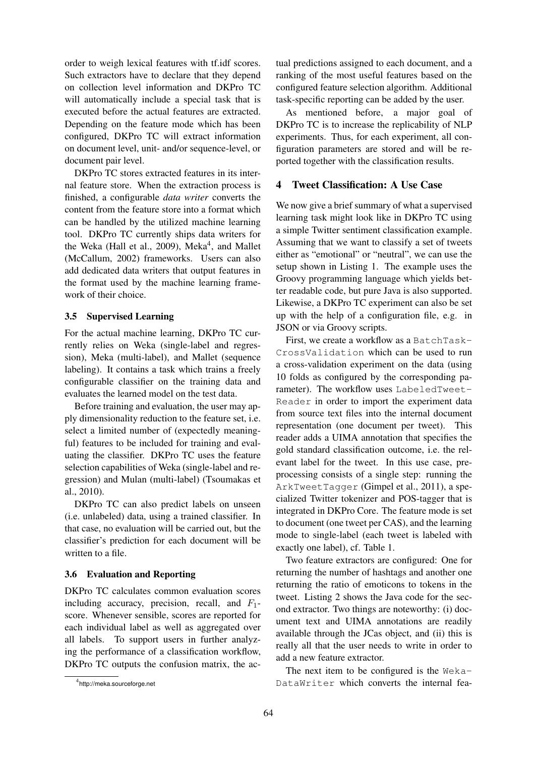order to weigh lexical features with tf.idf scores. Such extractors have to declare that they depend on collection level information and DKPro TC will automatically include a special task that is executed before the actual features are extracted. Depending on the feature mode which has been configured, DKPro TC will extract information on document level, unit- and/or sequence-level, or document pair level.

DKPro TC stores extracted features in its internal feature store. When the extraction process is finished, a configurable *data writer* converts the content from the feature store into a format which can be handled by the utilized machine learning tool. DKPro TC currently ships data writers for the Weka (Hall et al., 2009), Meka[4], and Mallet (McCallum, 2002) frameworks. Users can also add dedicated data writers that output features in the format used by the machine learning framework of their choice.

### 3.5 Supervised Learning

For the actual machine learning, DKPro TC currently relies on Weka (single-label and regression), Meka (multi-label), and Mallet (sequence labeling). It contains a task which trains a freely configurable classifier on the training data and evaluates the learned model on the test data.

Before training and evaluation, the user may apply dimensionality reduction to the feature set, i.e. select a limited number of (expectedly meaningful) features to be included for training and evaluating the classifier. DKPro TC uses the feature selection capabilities of Weka (single-label and regression) and Mulan (multi-label) (Tsoumakas et al., 2010).

DKPro TC can also predict labels on unseen (i.e. unlabeled) data, using a trained classifier. In that case, no evaluation will be carried out, but the classifier's prediction for each document will be written to a file.

### 3.6 Evaluation and Reporting

DKPro TC calculates common evaluation scores including accuracy, precision, recall, and $F_1$-score. Whenever sensible, scores are reported for each individual label as well as aggregated over all labels. To support users in further analyzing the performance of a classification workflow, DKPro TC outputs the confusion matrix, the actual predictions assigned to each document, and a ranking of the most useful features based on the configured feature selection algorithm. Additional task-specific reporting can be added by the user.

As mentioned before, a major goal of DKPro TC is to increase the replicability of NLP experiments. Thus, for each experiment, all configuration parameters are stored and will be reported together with the classification results.

## 4 Tweet Classification: A Use Case

We now give a brief summary of what a supervised learning task might look like in DKPro TC using a simple Twitter sentiment classification example. Assuming that we want to classify a set of tweets either as "emotional" or "neutral", we can use the setup shown in Listing 1. The example uses the Groovy programming language which yields better readable code, but pure Java is also supported. Likewise, a DKPro TC experiment can also be set up with the help of a configuration file, e.g. in JSON or via Groovy scripts.

First, we create a workflow as a `BatchTask-CrossValidation` which can be used to run a cross-validation experiment on the data (using 10 folds as configured by the corresponding parameter). The workflow uses `LabeledTweet-Reader` in order to import the experiment data from source text files into the internal document representation (one document per tweet). This reader adds a UIMA annotation that specifies the gold standard classification outcome, i.e. the relevant label for the tweet. In this use case, preprocessing consists of a single step: running the `ArkTweetTagger` (Gimpel et al., 2011), a specialized Twitter tokenizer and POS-tagger that is integrated in DKPro Core. The feature mode is set to document (one tweet per CAS), and the learning mode to single-label (each tweet is labeled with exactly one label), cf. Table 1.

Two feature extractors are configured: One for returning the number of hashtags and another one returning the ratio of emoticons to tokens in the tweet. Listing 2 shows the Java code for the second extractor. Two things are noteworthy: (i) document text and UIMA annotations are readily available through the JCas object, and (ii) this is really all that the user needs to write in order to add a new feature extractor.

The next item to be configured is the `Weka-DataWriter` which converts the internal fea-

[4] http://meka.sourceforge.net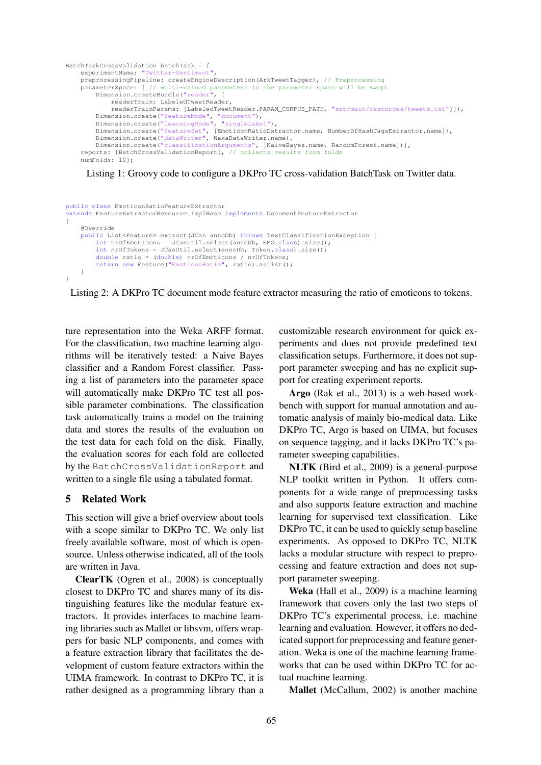```
BatchTaskCrossValidation batchTask = [
    experimentName: "Twitter-Sentiment",
    preprocessingPipeline: createEngineDescription(ArkTweetTagger), // Preprocessing
    parameterSpace: [ // multi-valued parameters in the parameter space will be swept
        Dimension.createBundle("reader", [
            readerTrain: LabeledTweetReader,
            readerTrainParams: [LabeledTweetReader.PARAM_CORPUS_PATH, "src/main/resources/tweets.txt"]]),
        Dimension.create("featureMode", "document"),
        Dimension.create("learningMode", "singleLabel"),
        Dimension.create("featureSet", [EmoticonRatioExtractor.name, NumberOfHashTagsExtractor.name]),
        Dimension.create("dataWriter", WekaDataWriter.name),
        Dimension.create("classificationArguments", [NaiveBayes.name, RandomForest.name])],
    reports: [BatchCrossValidationReport], // collects results from folds
    numFolds: 10];
```

Listing 1: Groovy code to configure a DKPro TC cross-validation BatchTask on Twitter data.

```
public class EmoticonRatioFeatureExtractor
extends FeatureExtractorResource_ImplBase implements DocumentFeatureExtractor
{
    @Override
    public List<Feature> extract(JCas annoDb) throws TextClassificationException {
        int nrOfEmoticons = JCasUtil.select(annoDb, EMO.class).size();
        int nrOfTokens = JCasUtil.select(annoDb, Token.class).size();
        double ratio = (double) nrOfEmoticons / nrOfTokens;
        return new Feature("EmoticonRatio", ratio).asList();
    }
}
```

Listing 2: A DKPro TC document mode feature extractor measuring the ratio of emoticons to tokens.

ture representation into the Weka ARFF format. For the classification, two machine learning algorithms will be iteratively tested: a Naive Bayes classifier and a Random Forest classifier. Passing a list of parameters into the parameter space will automatically make DKPro TC test all possible parameter combinations. The classification task automatically trains a model on the training data and stores the results of the evaluation on the test data for each fold on the disk. Finally, the evaluation scores for each fold are collected by the `BatchCrossValidationReport` and written to a single file using a tabulated format.

## 5 Related Work

This section will give a brief overview about tools with a scope similar to DKPro TC. We only list freely available software, most of which is open-source. Unless otherwise indicated, all of the tools are written in Java.

**ClearTK** (Ogren et al., 2008) is conceptually closest to DKPro TC and shares many of its distinguishing features like the modular feature extractors. It provides interfaces to machine learning libraries such as Mallet or libsvm, offers wrappers for basic NLP components, and comes with a feature extraction library that facilitates the development of custom feature extractors within the UIMA framework. In contrast to DKPro TC, it is rather designed as a programming library than a customizable research environment for quick experiments and does not provide predefined text classification setups. Furthermore, it does not support parameter sweeping and has no explicit support for creating experiment reports.

**Argo** (Rak et al., 2013) is a web-based workbench with support for manual annotation and automatic analysis of mainly bio-medical data. Like DKPro TC, Argo is based on UIMA, but focuses on sequence tagging, and it lacks DKPro TC's parameter sweeping capabilities.

**NLTK** (Bird et al., 2009) is a general-purpose NLP toolkit written in Python. It offers components for a wide range of preprocessing tasks and also supports feature extraction and machine learning for supervised text classification. Like DKPro TC, it can be used to quickly setup baseline experiments. As opposed to DKPro TC, NLTK lacks a modular structure with respect to preprocessing and feature extraction and does not support parameter sweeping.

**Weka** (Hall et al., 2009) is a machine learning framework that covers only the last two steps of DKPro TC's experimental process, i.e. machine learning and evaluation. However, it offers no dedicated support for preprocessing and feature generation. Weka is one of the machine learning frameworks that can be used within DKPro TC for actual machine learning.

**Mallet** (McCallum, 2002) is another machine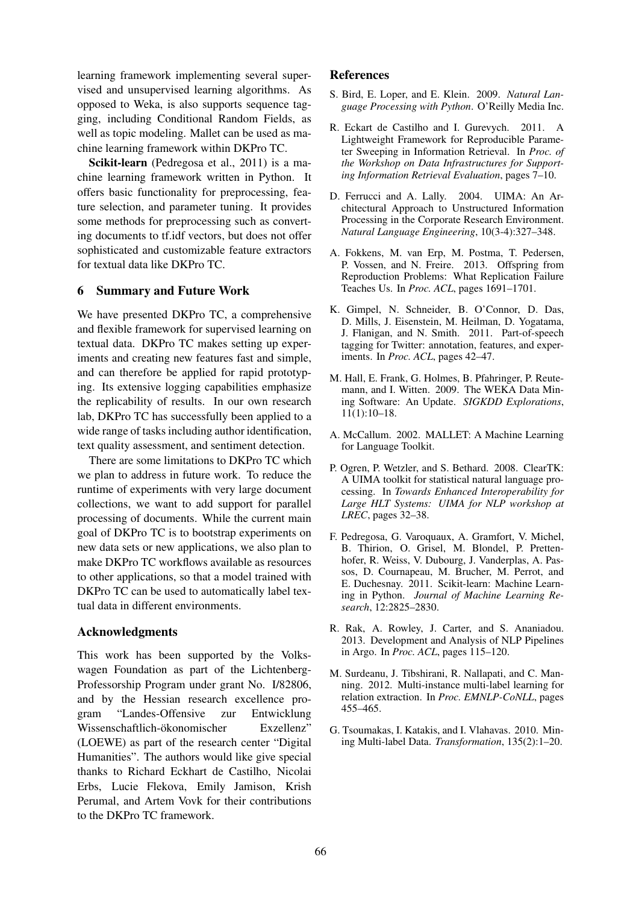learning framework implementing several supervised and unsupervised learning algorithms. As opposed to Weka, is also supports sequence tagging, including Conditional Random Fields, as well as topic modeling. Mallet can be used as machine learning framework within DKPro TC.

**Scikit-learn** (Pedregosa et al., 2011) is a machine learning framework written in Python. It offers basic functionality for preprocessing, feature selection, and parameter tuning. It provides some methods for preprocessing such as converting documents to tf.idf vectors, but does not offer sophisticated and customizable feature extractors for textual data like DKPro TC.

## 6 Summary and Future Work

We have presented DKPro TC, a comprehensive and flexible framework for supervised learning on textual data. DKPro TC makes setting up experiments and creating new features fast and simple, and can therefore be applied for rapid prototyping. Its extensive logging capabilities emphasize the replicability of results. In our own research lab, DKPro TC has successfully been applied to a wide range of tasks including author identification, text quality assessment, and sentiment detection.

There are some limitations to DKPro TC which we plan to address in future work. To reduce the runtime of experiments with very large document collections, we want to add support for parallel processing of documents. While the current main goal of DKPro TC is to bootstrap experiments on new data sets or new applications, we also plan to make DKPro TC workflows available as resources to other applications, so that a model trained with DKPro TC can be used to automatically label textual data in different environments.

## Acknowledgments

This work has been supported by the Volkswagen Foundation as part of the Lichtenberg-Professorship Program under grant No. I/82806, and by the Hessian research excellence program "Landes-Offensive zur Entwicklung Wissenschaftlich-ökonomischer Exzellenz" (LOEWE) as part of the research center "Digital Humanities". The authors would like give special thanks to Richard Eckhart de Castilho, Nicolai Erbs, Lucie Flekova, Emily Jamison, Krish Perumal, and Artem Vovk for their contributions to the DKPro TC framework.

## References

S. Bird, E. Loper, and E. Klein. 2009. *Natural Language Processing with Python*. O'Reilly Media Inc.

R. Eckart de Castilho and I. Gurevych. 2011. A Lightweight Framework for Reproducible Parameter Sweeping in Information Retrieval. In *Proc. of the Workshop on Data Infrastructures for Supporting Information Retrieval Evaluation*, pages 7–10.

D. Ferrucci and A. Lally. 2004. UIMA: An Architectural Approach to Unstructured Information Processing in the Corporate Research Environment. *Natural Language Engineering*, 10(3-4):327–348.

A. Fokkens, M. van Erp, M. Postma, T. Pedersen, P. Vossen, and N. Freire. 2013. Offspring from Reproduction Problems: What Replication Failure Teaches Us. In *Proc. ACL*, pages 1691–1701.

K. Gimpel, N. Schneider, B. O'Connor, D. Das, D. Mills, J. Eisenstein, M. Heilman, D. Yogatama, J. Flanigan, and N. Smith. 2011. Part-of-speech tagging for Twitter: annotation, features, and experiments. In *Proc. ACL*, pages 42–47.

M. Hall, E. Frank, G. Holmes, B. Pfahringer, P. Reutemann, and I. Witten. 2009. The WEKA Data Mining Software: An Update. *SIGKDD Explorations*, 11(1):10–18.

A. McCallum. 2002. MALLET: A Machine Learning for Language Toolkit.

P. Ogren, P. Wetzler, and S. Bethard. 2008. ClearTK: A UIMA toolkit for statistical natural language processing. In *Towards Enhanced Interoperability for Large HLT Systems: UIMA for NLP workshop at LREC*, pages 32–38.

F. Pedregosa, G. Varoquaux, A. Gramfort, V. Michel, B. Thirion, O. Grisel, M. Blondel, P. Prettenhofer, R. Weiss, V. Dubourg, J. Vanderplas, A. Passos, D. Cournapeau, M. Brucher, M. Perrot, and E. Duchesnay. 2011. Scikit-learn: Machine Learning in Python. *Journal of Machine Learning Research*, 12:2825–2830.

R. Rak, A. Rowley, J. Carter, and S. Ananiadou. 2013. Development and Analysis of NLP Pipelines in Argo. In *Proc. ACL*, pages 115–120.

M. Surdeanu, J. Tibshirani, R. Nallapati, and C. Manning. 2012. Multi-instance multi-label learning for relation extraction. In *Proc. EMNLP-CoNLL*, pages 455–465.

G. Tsoumakas, I. Katakis, and I. Vlahavas. 2010. Mining Multi-label Data. *Transformation*, 135(2):1–20.